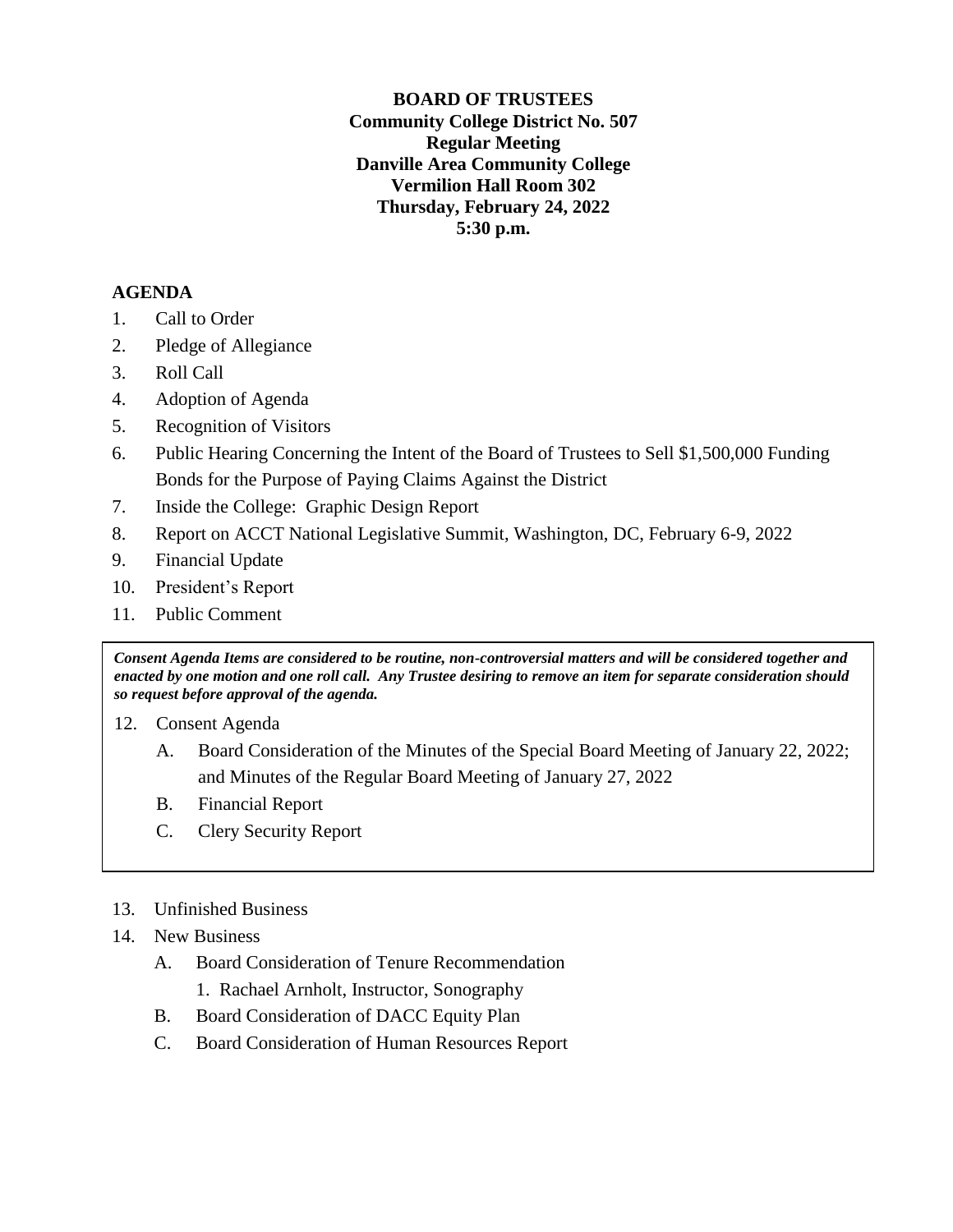**BOARD OF TRUSTEES**
**Community College District No. 507**
**Regular Meeting**
**Danville Area Community College**
**Vermilion Hall Room 302**
**Thursday, February 24, 2022**
**5:30 p.m.**

## AGENDA

1. Call to Order
2. Pledge of Allegiance
3. Roll Call
4. Adoption of Agenda
5. Recognition of Visitors
6. Public Hearing Concerning the Intent of the Board of Trustees to Sell $1,500,000 Funding Bonds for the Purpose of Paying Claims Against the District
7. Inside the College: Graphic Design Report
8. Report on ACCT National Legislative Summit, Washington, DC, February 6-9, 2022
9. Financial Update
10. President's Report
11. Public Comment

***Consent Agenda Items are considered to be routine, non-controversial matters and will be considered together and enacted by one motion and one roll call. Any Trustee desiring to remove an item for separate consideration should so request before approval of the agenda.***

12. Consent Agenda
    - A. Board Consideration of the Minutes of the Special Board Meeting of January 22, 2022; and Minutes of the Regular Board Meeting of January 27, 2022
    - B. Financial Report
    - C. Clery Security Report

13. Unfinished Business
14. New Business
    - A. Board Consideration of Tenure Recommendation
      1. Rachael Arnholt, Instructor, Sonography
    - B. Board Consideration of DACC Equity Plan
    - C. Board Consideration of Human Resources Report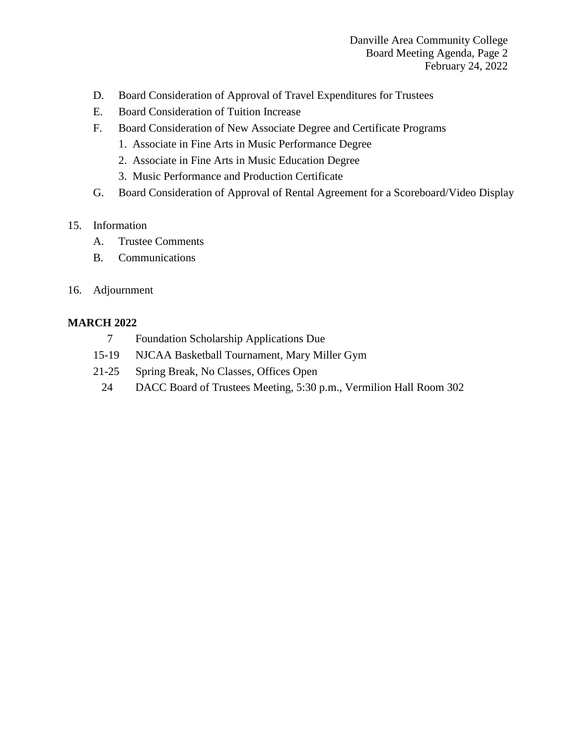D. Board Consideration of Approval of Travel Expenditures for Trustees

E. Board Consideration of Tuition Increase

F. Board Consideration of New Associate Degree and Certificate Programs
   1. Associate in Fine Arts in Music Performance Degree
   2. Associate in Fine Arts in Music Education Degree
   3. Music Performance and Production Certificate

G. Board Consideration of Approval of Rental Agreement for a Scoreboard/Video Display

15. Information
    - A. Trustee Comments
    - B. Communications

16. Adjournment

**MARCH 2022**

| | |
|---|---|
| 7 | Foundation Scholarship Applications Due |
| 15-19 | NJCAA Basketball Tournament, Mary Miller Gym |
| 21-25 | Spring Break, No Classes, Offices Open |
| 24 | DACC Board of Trustees Meeting, 5:30 p.m., Vermilion Hall Room 302 |